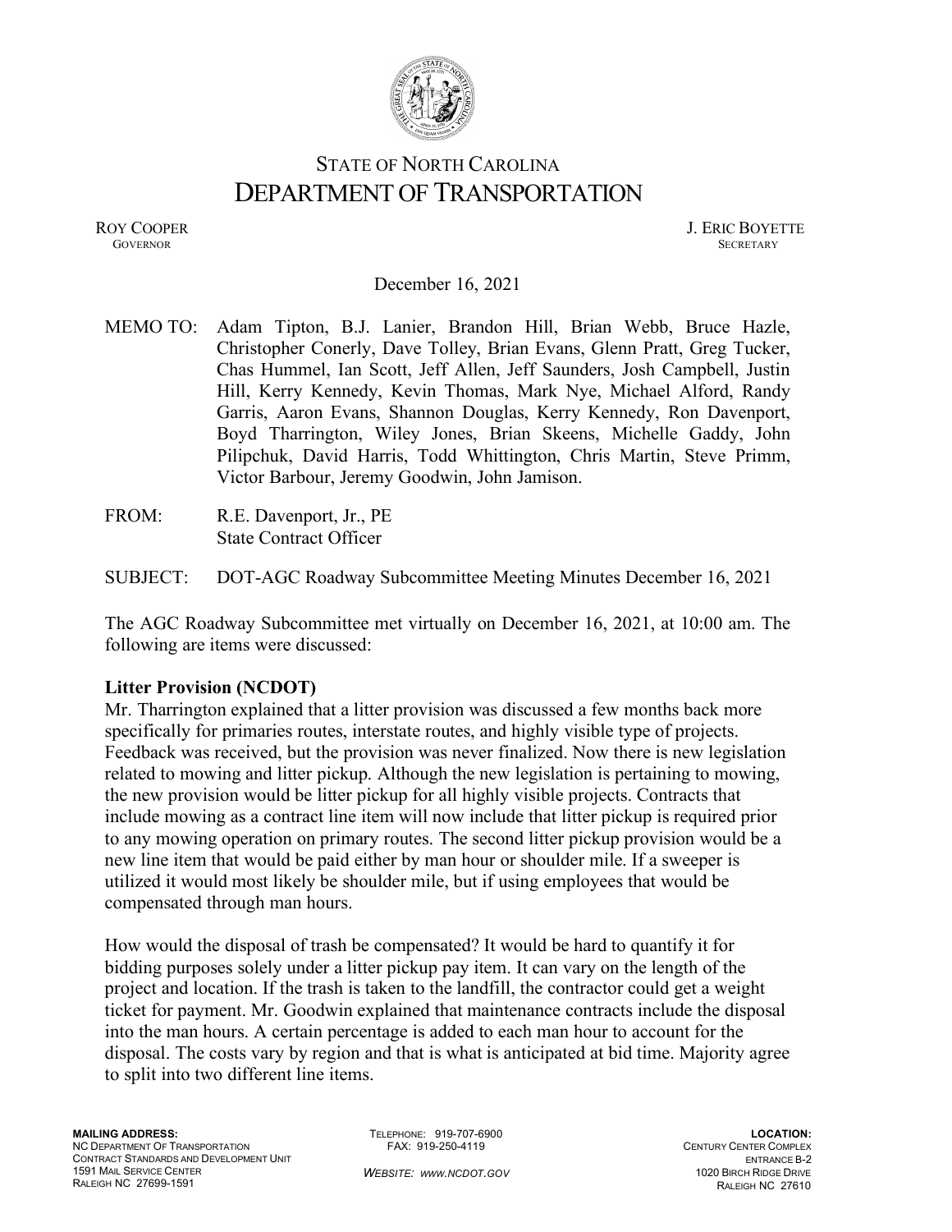STATE OF NORTH CAROLINA
# DEPARTMENT OF TRANSPORTATION

ROY COOPER
GOVERNOR

J. ERIC BOYETTE
SECRETARY

December 16, 2021

MEMO TO: Adam Tipton, B.J. Lanier, Brandon Hill, Brian Webb, Bruce Hazle, Christopher Conerly, Dave Tolley, Brian Evans, Glenn Pratt, Greg Tucker, Chas Hummel, Ian Scott, Jeff Allen, Jeff Saunders, Josh Campbell, Justin Hill, Kerry Kennedy, Kevin Thomas, Mark Nye, Michael Alford, Randy Garris, Aaron Evans, Shannon Douglas, Kerry Kennedy, Ron Davenport, Boyd Tharrington, Wiley Jones, Brian Skeens, Michelle Gaddy, John Pilipchuk, David Harris, Todd Whittington, Chris Martin, Steve Primm, Victor Barbour, Jeremy Goodwin, John Jamison.

FROM: R.E. Davenport, Jr., PE
State Contract Officer

SUBJECT: DOT-AGC Roadway Subcommittee Meeting Minutes December 16, 2021

The AGC Roadway Subcommittee met virtually on December 16, 2021, at 10:00 am. The following are items were discussed:

**Litter Provision (NCDOT)**
Mr. Tharrington explained that a litter provision was discussed a few months back more specifically for primaries routes, interstate routes, and highly visible type of projects. Feedback was received, but the provision was never finalized. Now there is new legislation related to mowing and litter pickup. Although the new legislation is pertaining to mowing, the new provision would be litter pickup for all highly visible projects. Contracts that include mowing as a contract line item will now include that litter pickup is required prior to any mowing operation on primary routes. The second litter pickup provision would be a new line item that would be paid either by man hour or shoulder mile. If a sweeper is utilized it would most likely be shoulder mile, but if using employees that would be compensated through man hours.

How would the disposal of trash be compensated? It would be hard to quantify it for bidding purposes solely under a litter pickup pay item. It can vary on the length of the project and location. If the trash is taken to the landfill, the contractor could get a weight ticket for payment. Mr. Goodwin explained that maintenance contracts include the disposal into the man hours. A certain percentage is added to each man hour to account for the disposal. The costs vary by region and that is what is anticipated at bid time. Majority agree to split into two different line items.

**MAILING ADDRESS:**
NC DEPARTMENT OF TRANSPORTATION
CONTRACT STANDARDS AND DEVELOPMENT UNIT
1591 MAIL SERVICE CENTER
RALEIGH NC 27699-1591

TELEPHONE: 919-707-6900
FAX: 919-250-4119

*WEBSITE: WWW.NCDOT.GOV*

**LOCATION:**
CENTURY CENTER COMPLEX
ENTRANCE B-2
1020 BIRCH RIDGE DRIVE
RALEIGH NC 27610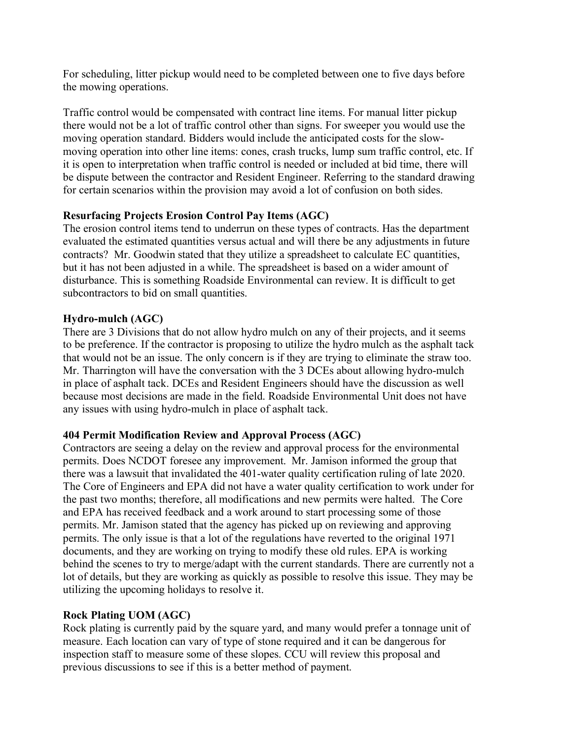For scheduling, litter pickup would need to be completed between one to five days before the mowing operations.

Traffic control would be compensated with contract line items. For manual litter pickup there would not be a lot of traffic control other than signs. For sweeper you would use the moving operation standard. Bidders would include the anticipated costs for the slow-moving operation into other line items: cones, crash trucks, lump sum traffic control, etc. If it is open to interpretation when traffic control is needed or included at bid time, there will be dispute between the contractor and Resident Engineer. Referring to the standard drawing for certain scenarios within the provision may avoid a lot of confusion on both sides.

**Resurfacing Projects Erosion Control Pay Items (AGC)**
The erosion control items tend to underrun on these types of contracts. Has the department evaluated the estimated quantities versus actual and will there be any adjustments in future contracts? Mr. Goodwin stated that they utilize a spreadsheet to calculate EC quantities, but it has not been adjusted in a while. The spreadsheet is based on a wider amount of disturbance. This is something Roadside Environmental can review. It is difficult to get subcontractors to bid on small quantities.

**Hydro-mulch (AGC)**
There are 3 Divisions that do not allow hydro mulch on any of their projects, and it seems to be preference. If the contractor is proposing to utilize the hydro mulch as the asphalt tack that would not be an issue. The only concern is if they are trying to eliminate the straw too. Mr. Tharrington will have the conversation with the 3 DCEs about allowing hydro-mulch in place of asphalt tack. DCEs and Resident Engineers should have the discussion as well because most decisions are made in the field. Roadside Environmental Unit does not have any issues with using hydro-mulch in place of asphalt tack.

**404 Permit Modification Review and Approval Process (AGC)**
Contractors are seeing a delay on the review and approval process for the environmental permits. Does NCDOT foresee any improvement. Mr. Jamison informed the group that there was a lawsuit that invalidated the 401-water quality certification ruling of late 2020. The Core of Engineers and EPA did not have a water quality certification to work under for the past two months; therefore, all modifications and new permits were halted. The Core and EPA has received feedback and a work around to start processing some of those permits. Mr. Jamison stated that the agency has picked up on reviewing and approving permits. The only issue is that a lot of the regulations have reverted to the original 1971 documents, and they are working on trying to modify these old rules. EPA is working behind the scenes to try to merge/adapt with the current standards. There are currently not a lot of details, but they are working as quickly as possible to resolve this issue. They may be utilizing the upcoming holidays to resolve it.

**Rock Plating UOM (AGC)**
Rock plating is currently paid by the square yard, and many would prefer a tonnage unit of measure. Each location can vary of type of stone required and it can be dangerous for inspection staff to measure some of these slopes. CCU will review this proposal and previous discussions to see if this is a better method of payment.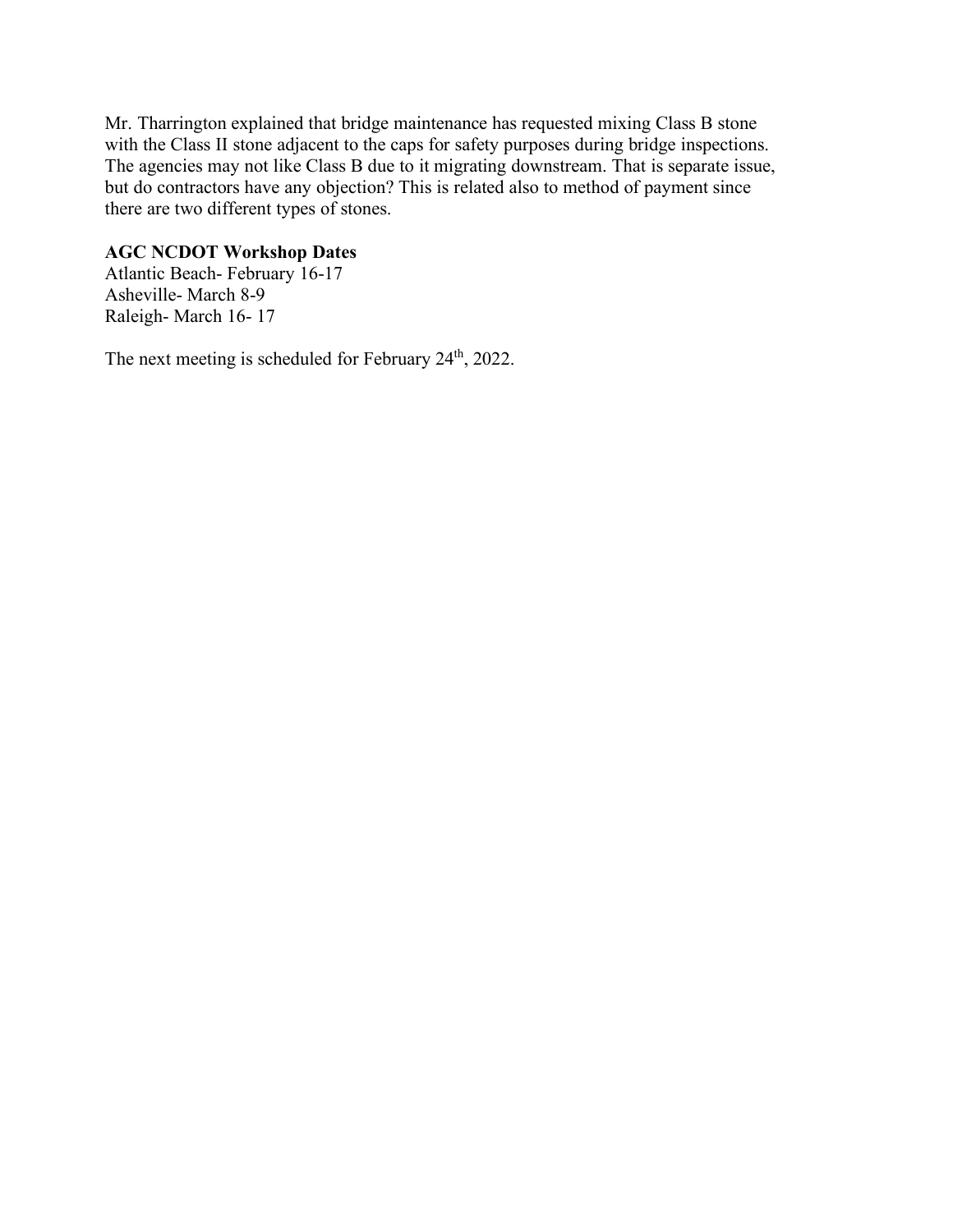Mr. Tharrington explained that bridge maintenance has requested mixing Class B stone with the Class II stone adjacent to the caps for safety purposes during bridge inspections. The agencies may not like Class B due to it migrating downstream. That is separate issue, but do contractors have any objection? This is related also to method of payment since there are two different types of stones.

**AGC NCDOT Workshop Dates**

Atlantic Beach- February 16-17
Asheville- March 8-9
Raleigh- March 16- 17

The next meeting is scheduled for February 24th, 2022.